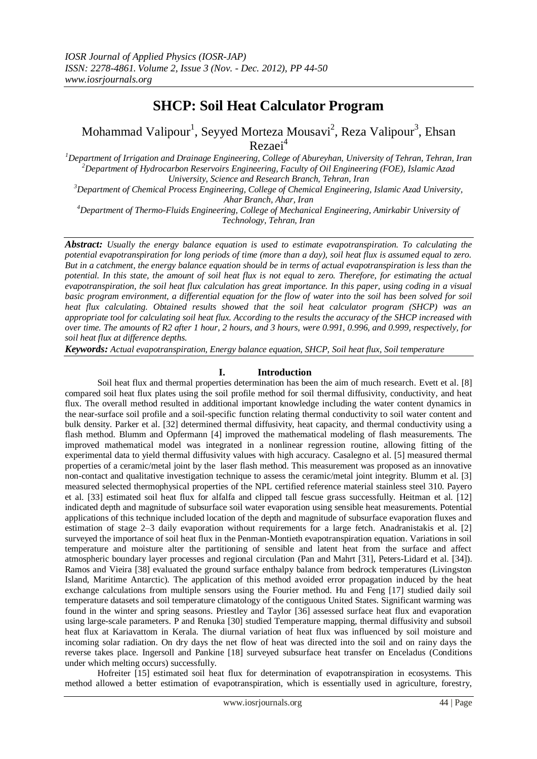*IOSR Journal of Applied Physics (IOSR-JAP)*
*ISSN: 2278-4861. Volume 2, Issue 3 (Nov. - Dec. 2012), PP 44-50*
*www.iosrjournals.org*

# SHCP: Soil Heat Calculator Program

Mohammad Valipour[1], Seyyed Morteza Mousavi[2], Reza Valipour[3], Ehsan Rezaei[4]

[1]*Department of Irrigation and Drainage Engineering, College of Abureyhan, University of Tehran, Tehran, Iran*
[2]*Department of Hydrocarbon Reservoirs Engineering, Faculty of Oil Engineering (FOE), Islamic Azad University, Science and Research Branch, Tehran, Iran*
[3]*Department of Chemical Process Engineering, College of Chemical Engineering, Islamic Azad University, Ahar Branch, Ahar, Iran*
[4]*Department of Thermo-Fluids Engineering, College of Mechanical Engineering, Amirkabir University of Technology, Tehran, Iran*

***Abstract:*** *Usually the energy balance equation is used to estimate evapotranspiration. To calculating the potential evapotranspiration for long periods of time (more than a day), soil heat flux is assumed equal to zero. But in a catchment, the energy balance equation should be in terms of actual evapotranspiration is less than the potential. In this state, the amount of soil heat flux is not equal to zero. Therefore, for estimating the actual evapotranspiration, the soil heat flux calculation has great importance. In this paper, using coding in a visual basic program environment, a differential equation for the flow of water into the soil has been solved for soil heat flux calculating. Obtained results showed that the soil heat calculator program (SHCP) was an appropriate tool for calculating soil heat flux. According to the results the accuracy of the SHCP increased with over time. The amounts of R2 after 1 hour, 2 hours, and 3 hours, were 0.991, 0.996, and 0.999, respectively, for soil heat flux at difference depths.*

***Keywords:*** *Actual evapotranspiration, Energy balance equation, SHCP, Soil heat flux, Soil temperature*

## I. Introduction

Soil heat flux and thermal properties determination has been the aim of much research. Evett et al. [8] compared soil heat flux plates using the soil profile method for soil thermal diffusivity, conductivity, and heat flux. The overall method resulted in additional important knowledge including the water content dynamics in the near-surface soil profile and a soil-specific function relating thermal conductivity to soil water content and bulk density. Parker et al. [32] determined thermal diffusivity, heat capacity, and thermal conductivity using a flash method. Blumm and Opfermann [4] improved the mathematical modeling of flash measurements. The improved mathematical model was integrated in a nonlinear regression routine, allowing fitting of the experimental data to yield thermal diffusivity values with high accuracy. Casalegno et al. [5] measured thermal properties of a ceramic/metal joint by the laser flash method. This measurement was proposed as an innovative non-contact and qualitative investigation technique to assess the ceramic/metal joint integrity. Blumm et al. [3] measured selected thermophysical properties of the NPL certified reference material stainless steel 310. Payero et al. [33] estimated soil heat flux for alfalfa and clipped tall fescue grass successfully. Heitman et al. [12] indicated depth and magnitude of subsurface soil water evaporation using sensible heat measurements. Potential applications of this technique included location of the depth and magnitude of subsurface evaporation fluxes and estimation of stage 2–3 daily evaporation without requirements for a large fetch. Anadranistakis et al. [2] surveyed the importance of soil heat flux in the Penman-Montieth evapotranspiration equation. Variations in soil temperature and moisture alter the partitioning of sensible and latent heat from the surface and affect atmospheric boundary layer processes and regional circulation (Pan and Mahrt [31], Peters-Lidard et al. [34]). Ramos and Vieira [38] evaluated the ground surface enthalpy balance from bedrock temperatures (Livingston Island, Maritime Antarctic). The application of this method avoided error propagation induced by the heat exchange calculations from multiple sensors using the Fourier method. Hu and Feng [17] studied daily soil temperature datasets and soil temperature climatology of the contiguous United States. Significant warming was found in the winter and spring seasons. Priestley and Taylor [36] assessed surface heat flux and evaporation using large-scale parameters. P and Renuka [30] studied Temperature mapping, thermal diffusivity and subsoil heat flux at Kariavattom in Kerala. The diurnal variation of heat flux was influenced by soil moisture and incoming solar radiation. On dry days the net flow of heat was directed into the soil and on rainy days the reverse takes place. Ingersoll and Pankine [18] surveyed subsurface heat transfer on Enceladus (Conditions under which melting occurs) successfully.

Hofreiter [15] estimated soil heat flux for determination of evapotranspiration in ecosystems. This method allowed a better estimation of evapotranspiration, which is essentially used in agriculture, forestry,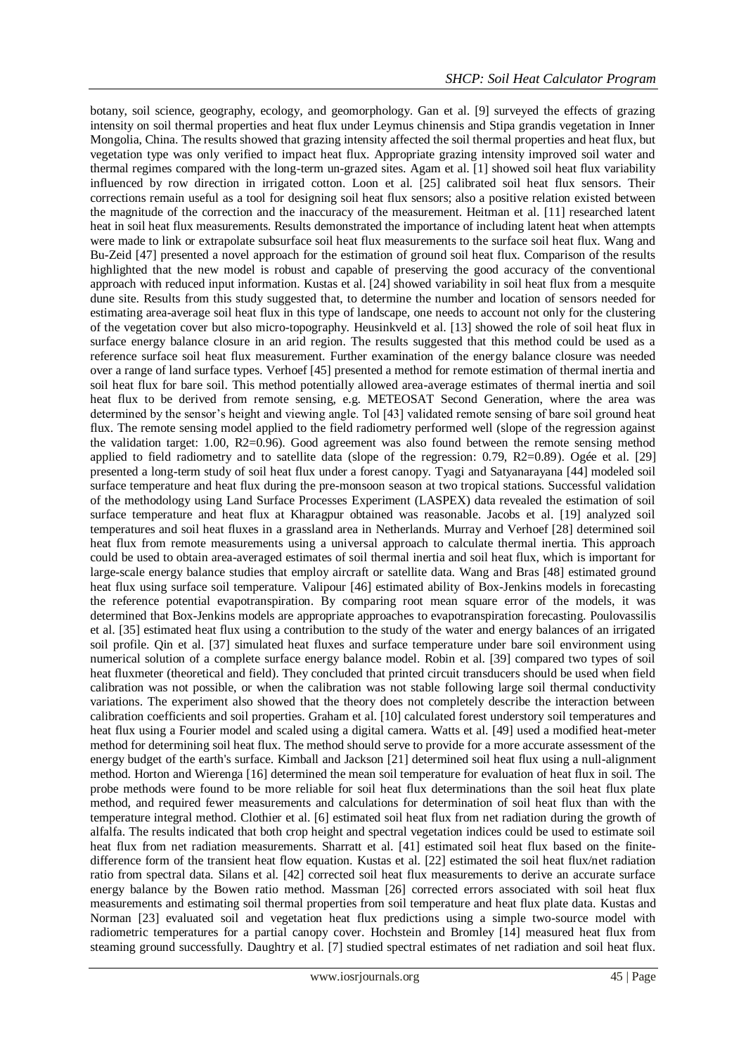botany, soil science, geography, ecology, and geomorphology. Gan et al. [9] surveyed the effects of grazing intensity on soil thermal properties and heat flux under Leymus chinensis and Stipa grandis vegetation in Inner Mongolia, China. The results showed that grazing intensity affected the soil thermal properties and heat flux, but vegetation type was only verified to impact heat flux. Appropriate grazing intensity improved soil water and thermal regimes compared with the long-term un-grazed sites. Agam et al. [1] showed soil heat flux variability influenced by row direction in irrigated cotton. Loon et al. [25] calibrated soil heat flux sensors. Their corrections remain useful as a tool for designing soil heat flux sensors; also a positive relation existed between the magnitude of the correction and the inaccuracy of the measurement. Heitman et al. [11] researched latent heat in soil heat flux measurements. Results demonstrated the importance of including latent heat when attempts were made to link or extrapolate subsurface soil heat flux measurements to the surface soil heat flux. Wang and Bu-Zeid [47] presented a novel approach for the estimation of ground soil heat flux. Comparison of the results highlighted that the new model is robust and capable of preserving the good accuracy of the conventional approach with reduced input information. Kustas et al. [24] showed variability in soil heat flux from a mesquite dune site. Results from this study suggested that, to determine the number and location of sensors needed for estimating area-average soil heat flux in this type of landscape, one needs to account not only for the clustering of the vegetation cover but also micro-topography. Heusinkveld et al. [13] showed the role of soil heat flux in surface energy balance closure in an arid region. The results suggested that this method could be used as a reference surface soil heat flux measurement. Further examination of the energy balance closure was needed over a range of land surface types. Verhoef [45] presented a method for remote estimation of thermal inertia and soil heat flux for bare soil. This method potentially allowed area-average estimates of thermal inertia and soil heat flux to be derived from remote sensing, e.g. METEOSAT Second Generation, where the area was determined by the sensor's height and viewing angle. Tol [43] validated remote sensing of bare soil ground heat flux. The remote sensing model applied to the field radiometry performed well (slope of the regression against the validation target: 1.00, $R2=0.96$). Good agreement was also found between the remote sensing method applied to field radiometry and to satellite data (slope of the regression: 0.79, $R2=0.89$). Ogée et al. [29] presented a long-term study of soil heat flux under a forest canopy. Tyagi and Satyanarayana [44] modeled soil surface temperature and heat flux during the pre-monsoon season at two tropical stations. Successful validation of the methodology using Land Surface Processes Experiment (LASPEX) data revealed the estimation of soil surface temperature and heat flux at Kharagpur obtained was reasonable. Jacobs et al. [19] analyzed soil temperatures and soil heat fluxes in a grassland area in Netherlands. Murray and Verhoef [28] determined soil heat flux from remote measurements using a universal approach to calculate thermal inertia. This approach could be used to obtain area-averaged estimates of soil thermal inertia and soil heat flux, which is important for large-scale energy balance studies that employ aircraft or satellite data. Wang and Bras [48] estimated ground heat flux using surface soil temperature. Valipour [46] estimated ability of Box-Jenkins models in forecasting the reference potential evapotranspiration. By comparing root mean square error of the models, it was determined that Box-Jenkins models are appropriate approaches to evapotranspiration forecasting. Poulovassilis et al. [35] estimated heat flux using a contribution to the study of the water and energy balances of an irrigated soil profile. Qin et al. [37] simulated heat fluxes and surface temperature under bare soil environment using numerical solution of a complete surface energy balance model. Robin et al. [39] compared two types of soil heat fluxmeter (theoretical and field). They concluded that printed circuit transducers should be used when field calibration was not possible, or when the calibration was not stable following large soil thermal conductivity variations. The experiment also showed that the theory does not completely describe the interaction between calibration coefficients and soil properties. Graham et al. [10] calculated forest understory soil temperatures and heat flux using a Fourier model and scaled using a digital camera. Watts et al. [49] used a modified heat-meter method for determining soil heat flux. The method should serve to provide for a more accurate assessment of the energy budget of the earth's surface. Kimball and Jackson [21] determined soil heat flux using a null-alignment method. Horton and Wierenga [16] determined the mean soil temperature for evaluation of heat flux in soil. The probe methods were found to be more reliable for soil heat flux determinations than the soil heat flux plate method, and required fewer measurements and calculations for determination of soil heat flux than with the temperature integral method. Clothier et al. [6] estimated soil heat flux from net radiation during the growth of alfalfa. The results indicated that both crop height and spectral vegetation indices could be used to estimate soil heat flux from net radiation measurements. Sharratt et al. [41] estimated soil heat flux based on the finite-difference form of the transient heat flow equation. Kustas et al. [22] estimated the soil heat flux/net radiation ratio from spectral data. Silans et al. [42] corrected soil heat flux measurements to derive an accurate surface energy balance by the Bowen ratio method. Massman [26] corrected errors associated with soil heat flux measurements and estimating soil thermal properties from soil temperature and heat flux plate data. Kustas and Norman [23] evaluated soil and vegetation heat flux predictions using a simple two-source model with radiometric temperatures for a partial canopy cover. Hochstein and Bromley [14] measured heat flux from steaming ground successfully. Daughtry et al. [7] studied spectral estimates of net radiation and soil heat flux.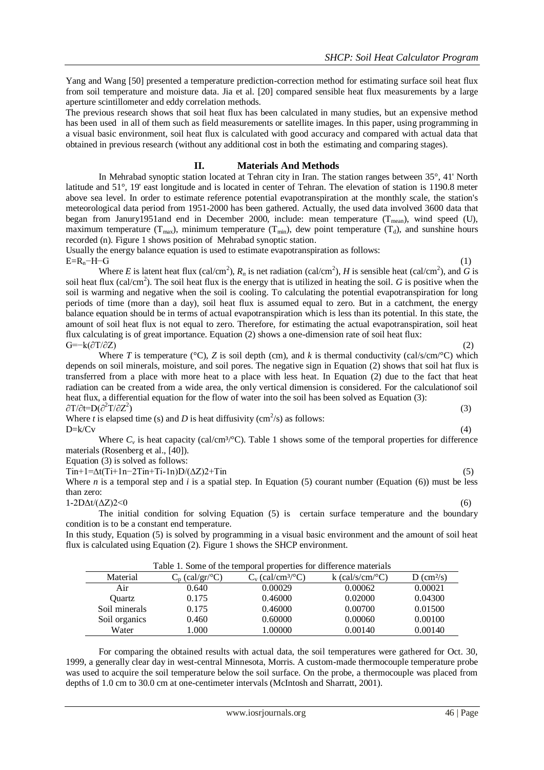Yang and Wang [50] presented a temperature prediction-correction method for estimating surface soil heat flux from soil temperature and moisture data. Jia et al. [20] compared sensible heat flux measurements by a large aperture scintillometer and eddy correlation methods.

The previous research shows that soil heat flux has been calculated in many studies, but an expensive method has been used in all of them such as field measurements or satellite images. In this paper, using programming in a visual basic environment, soil heat flux is calculated with good accuracy and compared with actual data that obtained in previous research (without any additional cost in both the estimating and comparing stages).

## II. Materials And Methods

In Mehrabad synoptic station located at Tehran city in Iran. The station ranges between 35°, 41' North latitude and 51°, 19' east longitude and is located in center of Tehran. The elevation of station is 1190.8 meter above sea level. In order to estimate reference potential evapotranspiration at the monthly scale, the station's meteorological data period from 1951-2000 has been gathered. Actually, the used data involved 3600 data that began from Janury1951and end in December 2000, include: mean temperature ($T_{mean}$), wind speed (U), maximum temperature ($T_{max}$), minimum temperature ($T_{min}$), dew point temperature ($T_d$), and sunshine hours recorded (n). Figure 1 shows position of Mehrabad synoptic station.

Usually the energy balance equation is used to estimate evapotranspiration as follows:

$$E=R_n-H-G \quad (1)$$

Where *E* is latent heat flux (cal/cm$^2$), $R_n$ is net radiation (cal/cm$^2$), *H* is sensible heat (cal/cm$^2$), and *G* is soil heat flux (cal/cm$^2$). The soil heat flux is the energy that is utilized in heating the soil. *G* is positive when the soil is warming and negative when the soil is cooling. To calculating the potential evapotranspiration for long periods of time (more than a day), soil heat flux is assumed equal to zero. But in a catchment, the energy balance equation should be in terms of actual evapotranspiration which is less than its potential. In this state, the amount of soil heat flux is not equal to zero. Therefore, for estimating the actual evapotranspiration, soil heat flux calculating is of great importance. Equation (2) shows a one-dimension rate of soil heat flux:

$$G=-k(\partial T/\partial Z) \quad (2)$$

Where *T* is temperature (°C), *Z* is soil depth (cm), and *k* is thermal conductivity (cal/s/cm/°C) which depends on soil minerals, moisture, and soil pores. The negative sign in Equation (2) shows that soil hat flux is transferred from a place with more heat to a place with less heat. In Equation (2) due to the fact that heat radiation can be created from a wide area, the only vertical dimension is considered. For the calculationof soil heat flux, a differential equation for the flow of water into the soil has been solved as Equation (3):

$$\partial T/\partial t=D(\partial^2 T/\partial Z^2) \quad (3)$$

Where *t* is elapsed time (s) and *D* is heat diffusivity (cm$^2$/s) as follows:

$$D=k/Cv \quad (4)$$

Where $C_v$ is heat capacity (cal/cm³/°C). Table 1 shows some of the temporal properties for difference materials (Rosenberg et al., [40]).

Equation (3) is solved as follows:

$$T_i^{n+1}=\Delta t(T_{i+1}^n-2T_i^n+T_{i-1}^n)D/(\Delta Z)^2+T_i^n \quad (5)$$

Where *n* is a temporal step and *i* is a spatial step. In Equation (5) courant number (Equation (6)) must be less than zero:

$$1-2D\Delta t/(\Delta Z)^2<0 \quad (6)$$

The initial condition for solving Equation (5) is certain surface temperature and the boundary condition is to be a constant end temperature.

In this study, Equation (5) is solved by programming in a visual basic environment and the amount of soil heat flux is calculated using Equation (2). Figure 1 shows the SHCP environment.

Table 1. Some of the temporal properties for difference materials

| Material | $C_p$ (cal/gr/°C) | $C_v$ (cal/cm³/°C) | k (cal/s/cm/°C) | D (cm²/s) |
|---|---|---|---|---|
| Air | 0.640 | 0.00029 | 0.00062 | 0.00021 |
| Quartz | 0.175 | 0.46000 | 0.02000 | 0.04300 |
| Soil minerals | 0.175 | 0.46000 | 0.00700 | 0.01500 |
| Soil organics | 0.460 | 0.60000 | 0.00060 | 0.00100 |
| Water | 1.000 | 1.00000 | 0.00140 | 0.00140 |

For comparing the obtained results with actual data, the soil temperatures were gathered for Oct. 30, 1999, a generally clear day in west-central Minnesota, Morris. A custom-made thermocouple temperature probe was used to acquire the soil temperature below the soil surface. On the probe, a thermocouple was placed from depths of 1.0 cm to 30.0 cm at one-centimeter intervals (McIntosh and Sharratt, 2001).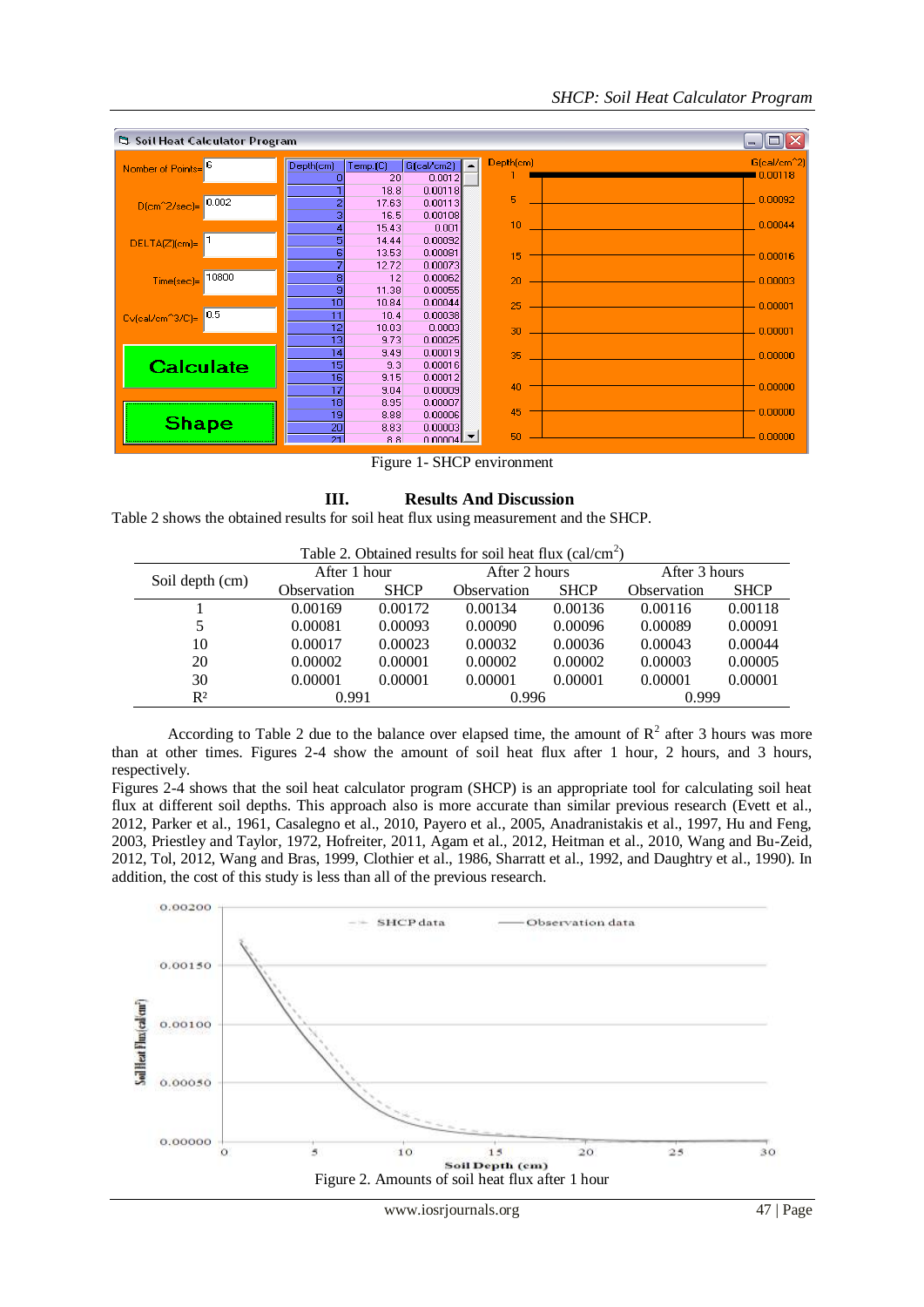Figure 1- SHCP environment

## III. Results And Discussion

Table 2 shows the obtained results for soil heat flux using measurement and the SHCP.

Table 2. Obtained results for soil heat flux (cal/cm$^2$)

| Soil depth (cm) | After 1 hour | | After 2 hours | | After 3 hours | |
|---|---|---|---|---|---|---|
| | Observation | SHCP | Observation | SHCP | Observation | SHCP |
| 1 | 0.00169 | 0.00172 | 0.00134 | 0.00136 | 0.00116 | 0.00118 |
| 5 | 0.00081 | 0.00093 | 0.00090 | 0.00096 | 0.00089 | 0.00091 |
| 10 | 0.00017 | 0.00023 | 0.00032 | 0.00036 | 0.00043 | 0.00044 |
| 20 | 0.00002 | 0.00001 | 0.00002 | 0.00002 | 0.00003 | 0.00005 |
| 30 | 0.00001 | 0.00001 | 0.00001 | 0.00001 | 0.00001 | 0.00001 |
| $R^2$ | 0.991 | | 0.996 | | 0.999 | |

According to Table 2 due to the balance over elapsed time, the amount of $R^2$ after 3 hours was more than at other times. Figures 2-4 show the amount of soil heat flux after 1 hour, 2 hours, and 3 hours, respectively.

Figures 2-4 shows that the soil heat calculator program (SHCP) is an appropriate tool for calculating soil heat flux at different soil depths. This approach also is more accurate than similar previous research (Evett et al., 2012, Parker et al., 1961, Casalegno et al., 2010, Payero et al., 2005, Anadranistakis et al., 1997, Hu and Feng, 2003, Priestley and Taylor, 1972, Hofreiter, 2011, Agam et al., 2012, Heitman et al., 2010, Wang and Bu-Zeid, 2012, Tol, 2012, Wang and Bras, 1999, Clothier et al., 1986, Sharratt et al., 1992, and Daughtry et al., 1990). In addition, the cost of this study is less than all of the previous research.

Figure 2. Amounts of soil heat flux after 1 hour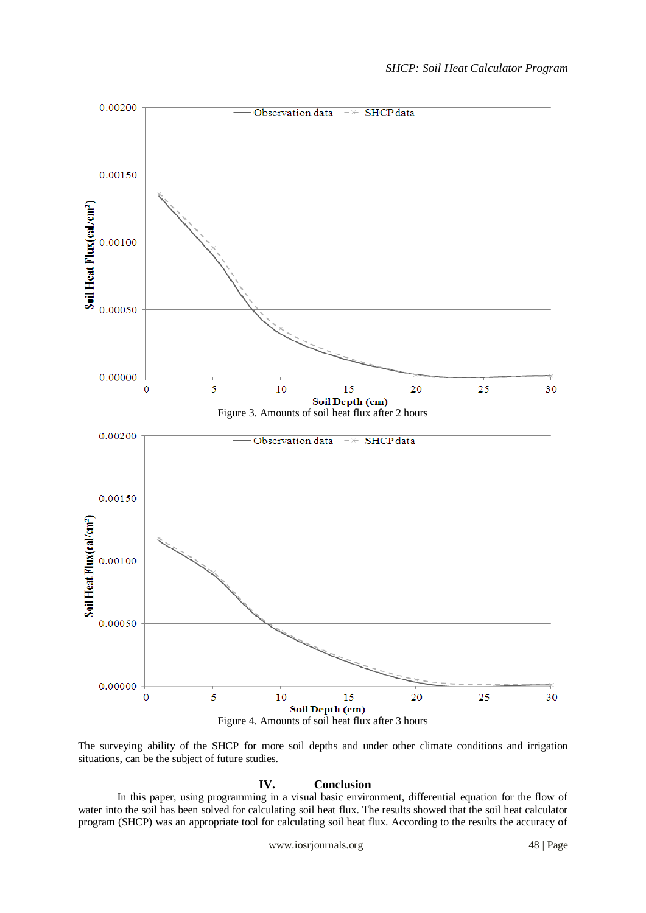Figure 3. Amounts of soil heat flux after 2 hours

Figure 4. Amounts of soil heat flux after 3 hours

The surveying ability of the SHCP for more soil depths and under other climate conditions and irrigation situations, can be the subject of future studies.

## IV. Conclusion

In this paper, using programming in a visual basic environment, differential equation for the flow of water into the soil has been solved for calculating soil heat flux. The results showed that the soil heat calculator program (SHCP) was an appropriate tool for calculating soil heat flux. According to the results the accuracy of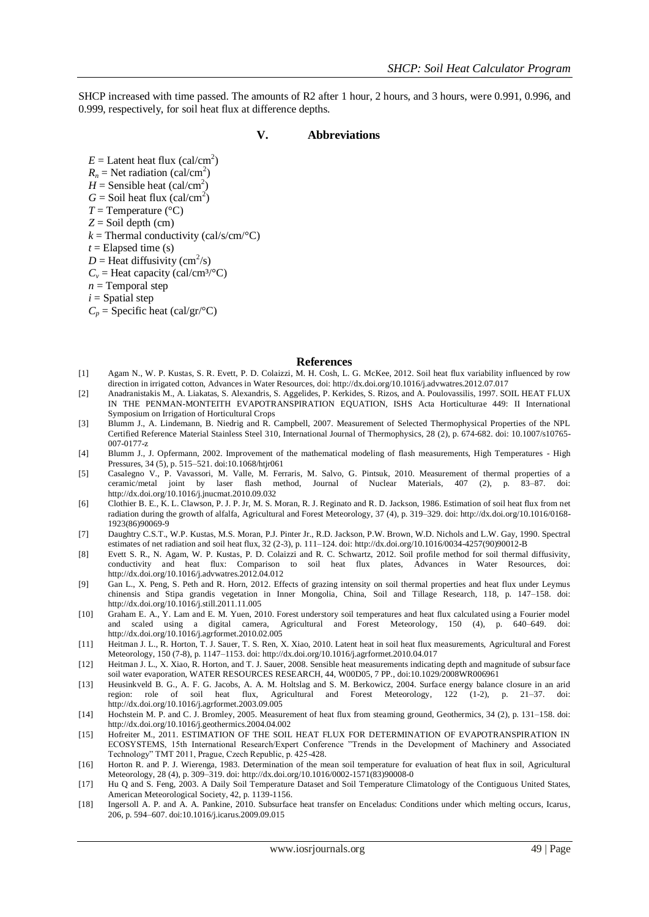SHCP increased with time passed. The amounts of R2 after 1 hour, 2 hours, and 3 hours, were 0.991, 0.996, and 0.999, respectively, for soil heat flux at difference depths.

## V. Abbreviations

$E$ = Latent heat flux (cal/cm$^2$)
$R_n$ = Net radiation (cal/cm$^2$)
$H$ = Sensible heat (cal/cm$^2$)
$G$ = Soil heat flux (cal/cm$^2$)
$T$ = Temperature (°C)
$Z$ = Soil depth (cm)
$k$ = Thermal conductivity (cal/s/cm/°C)
$t$ = Elapsed time (s)
$D$ = Heat diffusivity (cm$^2$/s)
$C_v$ = Heat capacity (cal/cm$^3$/°C)
$n$ = Temporal step
$i$ = Spatial step
$C_p$ = Specific heat (cal/gr/°C)

## References

[1] Agam N., W. P. Kustas, S. R. Evett, P. D. Colaizzi, M. H. Cosh, L. G. McKee, 2012. Soil heat flux variability influenced by row direction in irrigated cotton, Advances in Water Resources, doi: http://dx.doi.org/10.1016/j.advwatres.2012.07.017

[2] Anadranistakis M., A. Liakatas, S. Alexandris, S. Aggelides, P. Kerkides, S. Rizos, and A. Poulovassilis, 1997. SOIL HEAT FLUX IN THE PENMAN-MONTEITH EVAPOTRANSPIRATION EQUATION, ISHS Acta Horticulturae 449: II International Symposium on Irrigation of Horticultural Crops

[3] Blumm J., A. Lindemann, B. Niedrig and R. Campbell, 2007. Measurement of Selected Thermophysical Properties of the NPL Certified Reference Material Stainless Steel 310, International Journal of Thermophysics, 28 (2), p. 674-682. doi: 10.1007/s10765-007-0177-z

[4] Blumm J., J. Opfermann, 2002. Improvement of the mathematical modeling of flash measurements, High Temperatures - High Pressures, 34 (5), p. 515–521. doi:10.1068/htjr061

[5] Casalegno V., P. Vavassori, M. Valle, M. Ferraris, M. Salvo, G. Pintsuk, 2010. Measurement of thermal properties of a ceramic/metal joint by laser flash method, Journal of Nuclear Materials, 407 (2), p. 83–87. doi: http://dx.doi.org/10.1016/j.jnucmat.2010.09.032

[6] Clothier B. E., K. L. Clawson, P. J. P. Jr, M. S. Moran, R. J. Reginato and R. D. Jackson, 1986. Estimation of soil heat flux from net radiation during the growth of alfalfa, Agricultural and Forest Meteorology, 37 (4), p. 319–329. doi: http://dx.doi.org/10.1016/0168-1923(86)90069-9

[7] Daughtry C.S.T., W.P. Kustas, M.S. Moran, P.J. Pinter Jr., R.D. Jackson, P.W. Brown, W.D. Nichols and L.W. Gay, 1990. Spectral estimates of net radiation and soil heat flux, 32 (2-3), p. 111–124. doi: http://dx.doi.org/10.1016/0034-4257(90)90012-B

[8] Evett S. R., N. Agam, W. P. Kustas, P. D. Colaizzi and R. C. Schwartz, 2012. Soil profile method for soil thermal diffusivity, conductivity and heat flux: Comparison to soil heat flux plates, Advances in Water Resources, doi: http://dx.doi.org/10.1016/j.advwatres.2012.04.012

[9] Gan L., X. Peng, S. Peth and R. Horn, 2012. Effects of grazing intensity on soil thermal properties and heat flux under Leymus chinensis and Stipa grandis vegetation in Inner Mongolia, China, Soil and Tillage Research, 118, p. 147–158. doi: http://dx.doi.org/10.1016/j.still.2011.11.005

[10] Graham E. A., Y. Lam and E. M. Yuen, 2010. Forest understory soil temperatures and heat flux calculated using a Fourier model and scaled using a digital camera, Agricultural and Forest Meteorology, 150 (4), p. 640–649. doi: http://dx.doi.org/10.1016/j.agrformet.2010.02.005

[11] Heitman J. L., R. Horton, T. J. Sauer, T. S. Ren, X. Xiao, 2010. Latent heat in soil heat flux measurements, Agricultural and Forest Meteorology, 150 (7-8), p. 1147–1153. doi: http://dx.doi.org/10.1016/j.agrformet.2010.04.017

[12] Heitman J. L., X. Xiao, R. Horton, and T. J. Sauer, 2008. Sensible heat measurements indicating depth and magnitude of subsurface soil water evaporation, WATER RESOURCES RESEARCH, 44, W00D05, 7 PP., doi:10.1029/2008WR006961

[13] Heusinkveld B. G., A. F. G. Jacobs, A. A. M. Holtslag and S. M. Berkowicz, 2004. Surface energy balance closure in an arid region: role of soil heat flux, Agricultural and Forest Meteorology, 122 (1-2), p. 21–37. doi: http://dx.doi.org/10.1016/j.agrformet.2003.09.005

[14] Hochstein M. P. and C. J. Bromley, 2005. Measurement of heat flux from steaming ground, Geothermics, 34 (2), p. 131–158. doi: http://dx.doi.org/10.1016/j.geothermics.2004.04.002

[15] Hofreiter M., 2011. ESTIMATION OF THE SOIL HEAT FLUX FOR DETERMINATION OF EVAPOTRANSPIRATION IN ECOSYSTEMS, 15th International Research/Expert Conference "Trends in the Development of Machinery and Associated Technology" TMT 2011, Prague, Czech Republic, p. 425-428.

[16] Horton R. and P. J. Wierenga, 1983. Determination of the mean soil temperature for evaluation of heat flux in soil, Agricultural Meteorology, 28 (4), p. 309–319. doi: http://dx.doi.org/10.1016/0002-1571(83)90008-0

[17] Hu Q and S. Feng, 2003. A Daily Soil Temperature Dataset and Soil Temperature Climatology of the Contiguous United States, American Meteorological Society, 42, p. 1139-1156.

[18] Ingersoll A. P. and A. A. Pankine, 2010. Subsurface heat transfer on Enceladus: Conditions under which melting occurs, Icarus, 206, p. 594–607. doi:10.1016/j.icarus.2009.09.015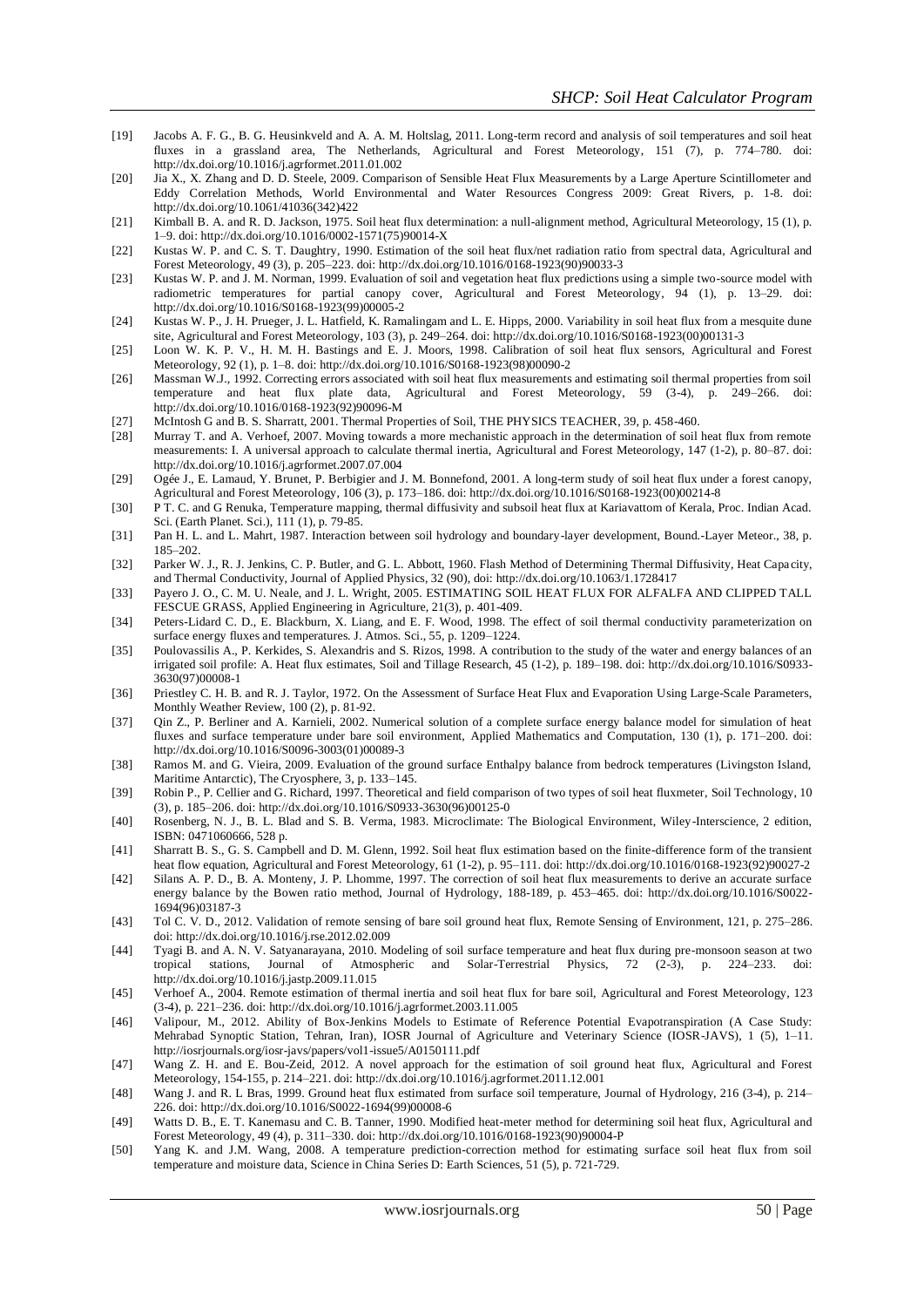[19] Jacobs A. F. G., B. G. Heusinkveld and A. A. M. Holtslag, 2011. Long-term record and analysis of soil temperatures and soil heat fluxes in a grassland area, The Netherlands, Agricultural and Forest Meteorology, 151 (7), p. 774–780. doi: http://dx.doi.org/10.1016/j.agrformet.2011.01.002

[20] Jia X., X. Zhang and D. D. Steele, 2009. Comparison of Sensible Heat Flux Measurements by a Large Aperture Scintillometer and Eddy Correlation Methods, World Environmental and Water Resources Congress 2009: Great Rivers, p. 1-8. doi: http://dx.doi.org/10.1061/41036(342)422

[21] Kimball B. A. and R. D. Jackson, 1975. Soil heat flux determination: a null-alignment method, Agricultural Meteorology, 15 (1), p. 1–9. doi: http://dx.doi.org/10.1016/0002-1571(75)90014-X

[22] Kustas W. P. and C. S. T. Daughtry, 1990. Estimation of the soil heat flux/net radiation ratio from spectral data, Agricultural and Forest Meteorology, 49 (3), p. 205–223. doi: http://dx.doi.org/10.1016/0168-1923(90)90033-3

[23] Kustas W. P. and J. M. Norman, 1999. Evaluation of soil and vegetation heat flux predictions using a simple two-source model with radiometric temperatures for partial canopy cover, Agricultural and Forest Meteorology, 94 (1), p. 13–29. doi: http://dx.doi.org/10.1016/S0168-1923(99)00005-2

[24] Kustas W. P., J. H. Prueger, J. L. Hatfield, K. Ramalingam and L. E. Hipps, 2000. Variability in soil heat flux from a mesquite dune site, Agricultural and Forest Meteorology, 103 (3), p. 249–264. doi: http://dx.doi.org/10.1016/S0168-1923(00)00131-3

[25] Loon W. K. P. V., H. M. H. Bastings and E. J. Moors, 1998. Calibration of soil heat flux sensors, Agricultural and Forest Meteorology, 92 (1), p. 1–8. doi: http://dx.doi.org/10.1016/S0168-1923(98)00090-2

[26] Massman W.J., 1992. Correcting errors associated with soil heat flux measurements and estimating soil thermal properties from soil temperature and heat flux plate data, Agricultural and Forest Meteorology, 59 (3-4), p. 249–266. doi: http://dx.doi.org/10.1016/0168-1923(92)90096-M

[27] McIntosh G and B. S. Sharratt, 2001. Thermal Properties of Soil, THE PHYSICS TEACHER, 39, p. 458-460.

[28] Murray T. and A. Verhoef, 2007. Moving towards a more mechanistic approach in the determination of soil heat flux from remote measurements: I. A universal approach to calculate thermal inertia, Agricultural and Forest Meteorology, 147 (1-2), p. 80–87. doi: http://dx.doi.org/10.1016/j.agrformet.2007.07.004

[29] Ogée J., E. Lamaud, Y. Brunet, P. Berbigier and J. M. Bonnefond, 2001. A long-term study of soil heat flux under a forest canopy, Agricultural and Forest Meteorology, 106 (3), p. 173–186. doi: http://dx.doi.org/10.1016/S0168-1923(00)00214-8

[30] P T. C. and G Renuka, Temperature mapping, thermal diffusivity and subsoil heat flux at Kariavattom of Kerala, Proc. Indian Acad. Sci. (Earth Planet. Sci.), 111 (1), p. 79-85.

[31] Pan H. L. and L. Mahrt, 1987. Interaction between soil hydrology and boundary-layer development, Bound.-Layer Meteor., 38, p. 185–202.

[32] Parker W. J., R. J. Jenkins, C. P. Butler, and G. L. Abbott, 1960. Flash Method of Determining Thermal Diffusivity, Heat Capacity, and Thermal Conductivity, Journal of Applied Physics, 32 (90), doi: http://dx.doi.org/10.1063/1.1728417

[33] Payero J. O., C. M. U. Neale, and J. L. Wright, 2005. ESTIMATING SOIL HEAT FLUX FOR ALFALFA AND CLIPPED TALL FESCUE GRASS, Applied Engineering in Agriculture, 21(3), p. 401-409.

[34] Peters-Lidard C. D., E. Blackburn, X. Liang, and E. F. Wood, 1998. The effect of soil thermal conductivity parameterization on surface energy fluxes and temperatures. J. Atmos. Sci., 55, p. 1209–1224.

[35] Poulovassilis A., P. Kerkides, S. Alexandris and S. Rizos, 1998. A contribution to the study of the water and energy balances of an irrigated soil profile: A. Heat flux estimates, Soil and Tillage Research, 45 (1-2), p. 189–198. doi: http://dx.doi.org/10.1016/S0933-3630(97)00008-1

[36] Priestley C. H. B. and R. J. Taylor, 1972. On the Assessment of Surface Heat Flux and Evaporation Using Large-Scale Parameters, Monthly Weather Review, 100 (2), p. 81-92.

[37] Qin Z., P. Berliner and A. Karnieli, 2002. Numerical solution of a complete surface energy balance model for simulation of heat fluxes and surface temperature under bare soil environment, Applied Mathematics and Computation, 130 (1), p. 171–200. doi: http://dx.doi.org/10.1016/S0096-3003(01)00089-3

[38] Ramos M. and G. Vieira, 2009. Evaluation of the ground surface Enthalpy balance from bedrock temperatures (Livingston Island, Maritime Antarctic), The Cryosphere, 3, p. 133–145.

[39] Robin P., P. Cellier and G. Richard, 1997. Theoretical and field comparison of two types of soil heat fluxmeter, Soil Technology, 10 (3), p. 185–206. doi: http://dx.doi.org/10.1016/S0933-3630(96)00125-0

[40] Rosenberg, N. J., B. L. Blad and S. B. Verma, 1983. Microclimate: The Biological Environment, Wiley-Interscience, 2 edition, ISBN: 0471060666, 528 p.

[41] Sharratt B. S., G. S. Campbell and D. M. Glenn, 1992. Soil heat flux estimation based on the finite-difference form of the transient heat flow equation, Agricultural and Forest Meteorology, 61 (1-2), p. 95–111. doi: http://dx.doi.org/10.1016/0168-1923(92)90027-2

[42] Silans A. P. D., B. A. Monteny, J. P. Lhomme, 1997. The correction of soil heat flux measurements to derive an accurate surface energy balance by the Bowen ratio method, Journal of Hydrology, 188-189, p. 453–465. doi: http://dx.doi.org/10.1016/S0022-1694(96)03187-3

[43] Tol C. V. D., 2012. Validation of remote sensing of bare soil ground heat flux, Remote Sensing of Environment, 121, p. 275–286. doi: http://dx.doi.org/10.1016/j.rse.2012.02.009

[44] Tyagi B. and A. N. V. Satyanarayana, 2010. Modeling of soil surface temperature and heat flux during pre-monsoon season at two tropical stations, Journal of Atmospheric and Solar-Terrestrial Physics, 72 (2-3), p. 224–233. doi: http://dx.doi.org/10.1016/j.jastp.2009.11.015

[45] Verhoef A., 2004. Remote estimation of thermal inertia and soil heat flux for bare soil, Agricultural and Forest Meteorology, 123 (3-4), p. 221–236. doi: http://dx.doi.org/10.1016/j.agrformet.2003.11.005

[46] Valipour, M., 2012. Ability of Box-Jenkins Models to Estimate of Reference Potential Evapotranspiration (A Case Study: Mehrabad Synoptic Station, Tehran, Iran), IOSR Journal of Agriculture and Veterinary Science (IOSR-JAVS), 1 (5), 1–11. http://iosrjournals.org/iosr-javs/papers/vol1-issue5/A0150111.pdf

[47] Wang Z. H. and E. Bou-Zeid, 2012. A novel approach for the estimation of soil ground heat flux, Agricultural and Forest Meteorology, 154-155, p. 214–221. doi: http://dx.doi.org/10.1016/j.agrformet.2011.12.001

[48] Wang J. and R. L Bras, 1999. Ground heat flux estimated from surface soil temperature, Journal of Hydrology, 216 (3-4), p. 214–226. doi: http://dx.doi.org/10.1016/S0022-1694(99)00008-6

[49] Watts D. B., E. T. Kanemasu and C. B. Tanner, 1990. Modified heat-meter method for determining soil heat flux, Agricultural and Forest Meteorology, 49 (4), p. 311–330. doi: http://dx.doi.org/10.1016/0168-1923(90)90004-P

[50] Yang K. and J.M. Wang, 2008. A temperature prediction-correction method for estimating surface soil heat flux from soil temperature and moisture data, Science in China Series D: Earth Sciences, 51 (5), p. 721-729.